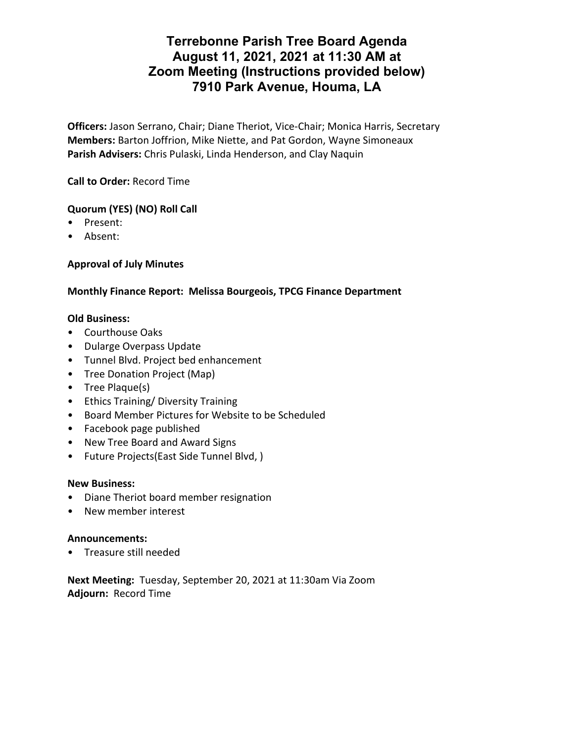# Terrebonne Parish Tree Board Agenda
# August 11, 2021, 2021 at 11:30 AM at
# Zoom Meeting (Instructions provided below)
# 7910 Park Avenue, Houma, LA

**Officers:** Jason Serrano, Chair; Diane Theriot, Vice-Chair; Monica Harris, Secretary
**Members:** Barton Joffrion, Mike Niette, and Pat Gordon, Wayne Simoneaux
**Parish Advisers:** Chris Pulaski, Linda Henderson, and Clay Naquin

**Call to Order:** Record Time

**Quorum (YES) (NO) Roll Call**
- Present:
- Absent:

**Approval of July Minutes**

**Monthly Finance Report: Melissa Bourgeois, TPCG Finance Department**

**Old Business:**
- Courthouse Oaks
- Dularge Overpass Update
- Tunnel Blvd. Project bed enhancement
- Tree Donation Project (Map)
- Tree Plaque(s)
- Ethics Training/ Diversity Training
- Board Member Pictures for Website to be Scheduled
- Facebook page published
- New Tree Board and Award Signs
- Future Projects(East Side Tunnel Blvd, )

**New Business:**
- Diane Theriot board member resignation
- New member interest

**Announcements:**
- Treasure still needed

**Next Meeting:** Tuesday, September 20, 2021 at 11:30am Via Zoom
**Adjourn:** Record Time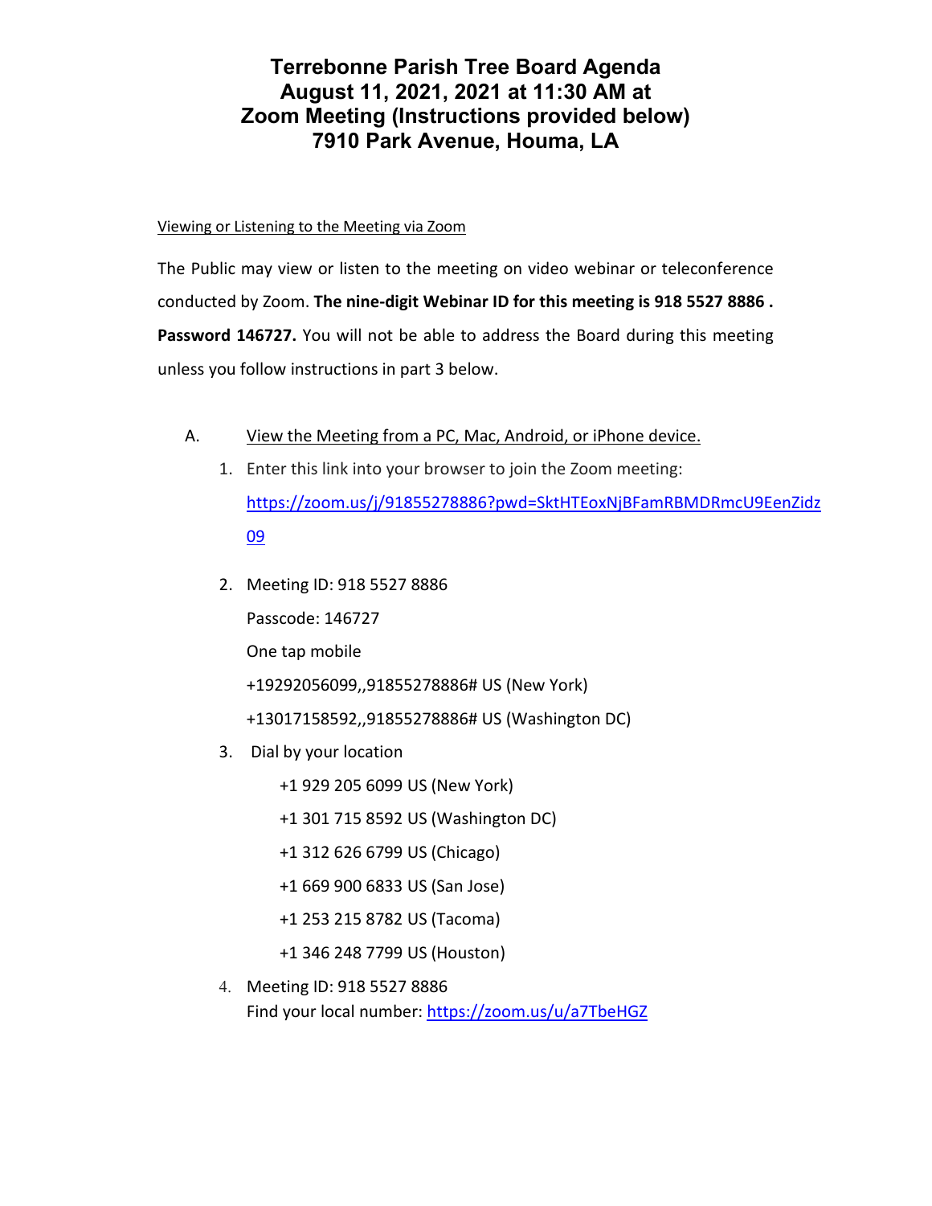# Terrebonne Parish Tree Board Agenda
# August 11, 2021, 2021 at 11:30 AM at
# Zoom Meeting (Instructions provided below)
# 7910 Park Avenue, Houma, LA

Viewing or Listening to the Meeting via Zoom

The Public may view or listen to the meeting on video webinar or teleconference conducted by Zoom. **The nine-digit Webinar ID for this meeting is 918 5527 8886 . Password 146727.** You will not be able to address the Board during this meeting unless you follow instructions in part 3 below.

A. View the Meeting from a PC, Mac, Android, or iPhone device.

1. Enter this link into your browser to join the Zoom meeting: https://zoom.us/j/91855278886?pwd=SktHTEoxNjBFamRBMDRmcU9EenZidz09
2. Meeting ID: 918 5527 8886

   Passcode: 146727

   One tap mobile

   +19292056099,,91855278886# US (New York)

   +13017158592,,91855278886# US (Washington DC)
3. Dial by your location

   +1 929 205 6099 US (New York)

   +1 301 715 8592 US (Washington DC)

   +1 312 626 6799 US (Chicago)

   +1 669 900 6833 US (San Jose)

   +1 253 215 8782 US (Tacoma)

   +1 346 248 7799 US (Houston)
4. Meeting ID: 918 5527 8886

   Find your local number: https://zoom.us/u/a7TbeHGZ